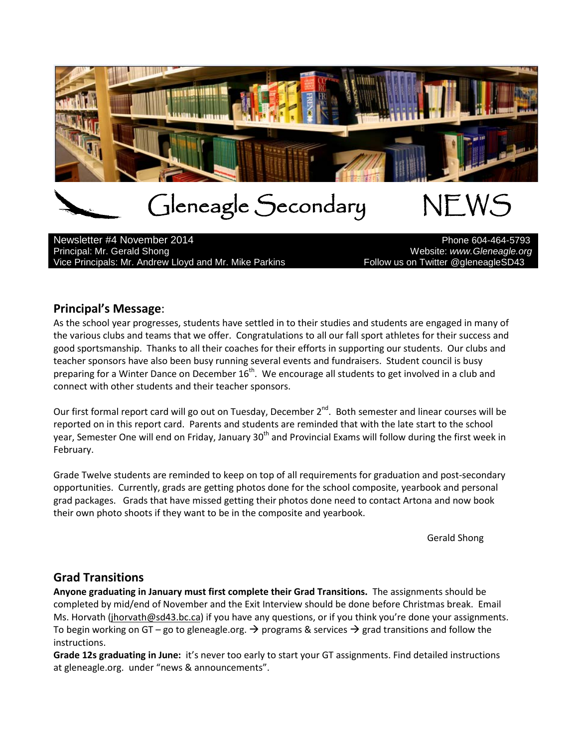# Gleneagle Secondary NEWS

Newsletter #4 November 2014
Principal: Mr. Gerald Shong
Vice Principals: Mr. Andrew Lloyd and Mr. Mike Parkins

Phone 604-464-5793
Website: *www.Gleneagle.org*
Follow us on Twitter @gleneagleSD43

## Principal's Message:

As the school year progresses, students have settled in to their studies and students are engaged in many of the various clubs and teams that we offer. Congratulations to all our fall sport athletes for their success and good sportsmanship. Thanks to all their coaches for their efforts in supporting our students. Our clubs and teacher sponsors have also been busy running several events and fundraisers. Student council is busy preparing for a Winter Dance on December 16th. We encourage all students to get involved in a club and connect with other students and their teacher sponsors.

Our first formal report card will go out on Tuesday, December 2nd. Both semester and linear courses will be reported on in this report card. Parents and students are reminded that with the late start to the school year, Semester One will end on Friday, January 30th and Provincial Exams will follow during the first week in February.

Grade Twelve students are reminded to keep on top of all requirements for graduation and post-secondary opportunities. Currently, grads are getting photos done for the school composite, yearbook and personal grad packages. Grads that have missed getting their photos done need to contact Artona and now book their own photo shoots if they want to be in the composite and yearbook.

Gerald Shong

## Grad Transitions

**Anyone graduating in January must first complete their Grad Transitions.** The assignments should be completed by mid/end of November and the Exit Interview should be done before Christmas break. Email Ms. Horvath (jhorvath@sd43.bc.ca) if you have any questions, or if you think you're done your assignments. To begin working on GT – go to gleneagle.org. → programs & services → grad transitions and follow the instructions.

**Grade 12s graduating in June:** it's never too early to start your GT assignments. Find detailed instructions at gleneagle.org. under "news & announcements".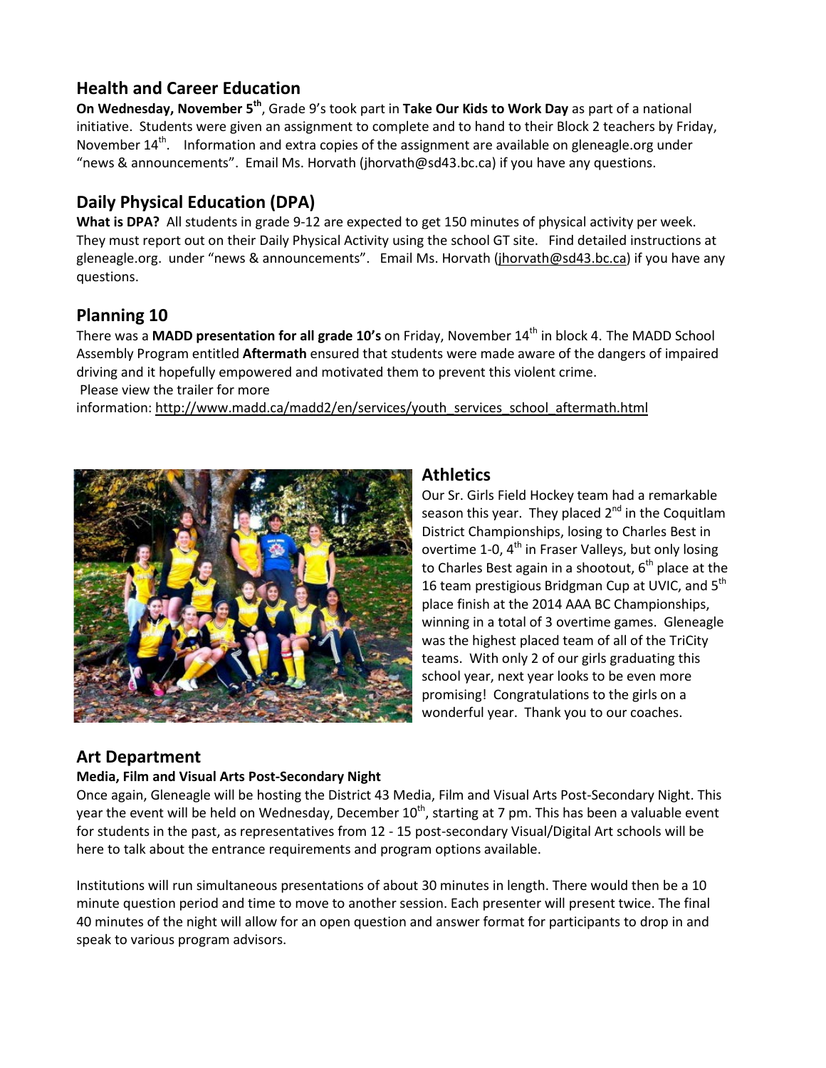## Health and Career Education

**On Wednesday, November 5th**, Grade 9's took part in **Take Our Kids to Work Day** as part of a national initiative. Students were given an assignment to complete and to hand to their Block 2 teachers by Friday, November 14th. Information and extra copies of the assignment are available on gleneagle.org under "news & announcements". Email Ms. Horvath (jhorvath@sd43.bc.ca) if you have any questions.

## Daily Physical Education (DPA)

**What is DPA?** All students in grade 9-12 are expected to get 150 minutes of physical activity per week. They must report out on their Daily Physical Activity using the school GT site. Find detailed instructions at gleneagle.org. under "news & announcements". Email Ms. Horvath (jhorvath@sd43.bc.ca) if you have any questions.

## Planning 10

There was a **MADD presentation for all grade 10's** on Friday, November 14th in block 4. The MADD School Assembly Program entitled **Aftermath** ensured that students were made aware of the dangers of impaired driving and it hopefully empowered and motivated them to prevent this violent crime.

Please view the trailer for more information: http://www.madd.ca/madd2/en/services/youth_services_school_aftermath.html

## Athletics

Our Sr. Girls Field Hockey team had a remarkable season this year. They placed 2nd in the Coquitlam District Championships, losing to Charles Best in overtime 1-0, 4th in Fraser Valleys, but only losing to Charles Best again in a shootout, 6th place at the 16 team prestigious Bridgman Cup at UVIC, and 5th place finish at the 2014 AAA BC Championships, winning in a total of 3 overtime games. Gleneagle was the highest placed team of all of the TriCity teams. With only 2 of our girls graduating this school year, next year looks to be even more promising! Congratulations to the girls on a wonderful year. Thank you to our coaches.

## Art Department

### Media, Film and Visual Arts Post-Secondary Night

Once again, Gleneagle will be hosting the District 43 Media, Film and Visual Arts Post-Secondary Night. This year the event will be held on Wednesday, December 10th, starting at 7 pm. This has been a valuable event for students in the past, as representatives from 12 - 15 post-secondary Visual/Digital Art schools will be here to talk about the entrance requirements and program options available.

Institutions will run simultaneous presentations of about 30 minutes in length. There would then be a 10 minute question period and time to move to another session. Each presenter will present twice. The final 40 minutes of the night will allow for an open question and answer format for participants to drop in and speak to various program advisors.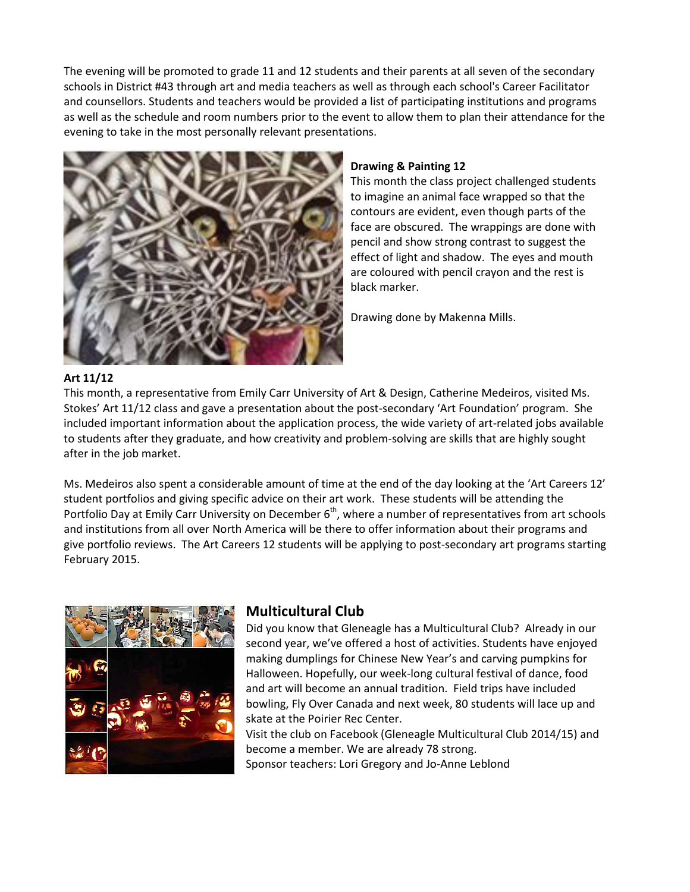The evening will be promoted to grade 11 and 12 students and their parents at all seven of the secondary schools in District #43 through art and media teachers as well as through each school's Career Facilitator and counsellors. Students and teachers would be provided a list of participating institutions and programs as well as the schedule and room numbers prior to the event to allow them to plan their attendance for the evening to take in the most personally relevant presentations.

**Drawing & Painting 12**

This month the class project challenged students to imagine an animal face wrapped so that the contours are evident, even though parts of the face are obscured. The wrappings are done with pencil and show strong contrast to suggest the effect of light and shadow. The eyes and mouth are coloured with pencil crayon and the rest is black marker.

Drawing done by Makenna Mills.

**Art 11/12**

This month, a representative from Emily Carr University of Art & Design, Catherine Medeiros, visited Ms. Stokes' Art 11/12 class and gave a presentation about the post-secondary 'Art Foundation' program. She included important information about the application process, the wide variety of art-related jobs available to students after they graduate, and how creativity and problem-solving are skills that are highly sought after in the job market.

Ms. Medeiros also spent a considerable amount of time at the end of the day looking at the 'Art Careers 12' student portfolios and giving specific advice on their art work. These students will be attending the Portfolio Day at Emily Carr University on December 6th, where a number of representatives from art schools and institutions from all over North America will be there to offer information about their programs and give portfolio reviews. The Art Careers 12 students will be applying to post-secondary art programs starting February 2015.

## Multicultural Club

Did you know that Gleneagle has a Multicultural Club? Already in our second year, we've offered a host of activities. Students have enjoyed making dumplings for Chinese New Year's and carving pumpkins for Halloween. Hopefully, our week-long cultural festival of dance, food and art will become an annual tradition. Field trips have included bowling, Fly Over Canada and next week, 80 students will lace up and skate at the Poirier Rec Center.

Visit the club on Facebook (Gleneagle Multicultural Club 2014/15) and become a member. We are already 78 strong.

Sponsor teachers: Lori Gregory and Jo-Anne Leblond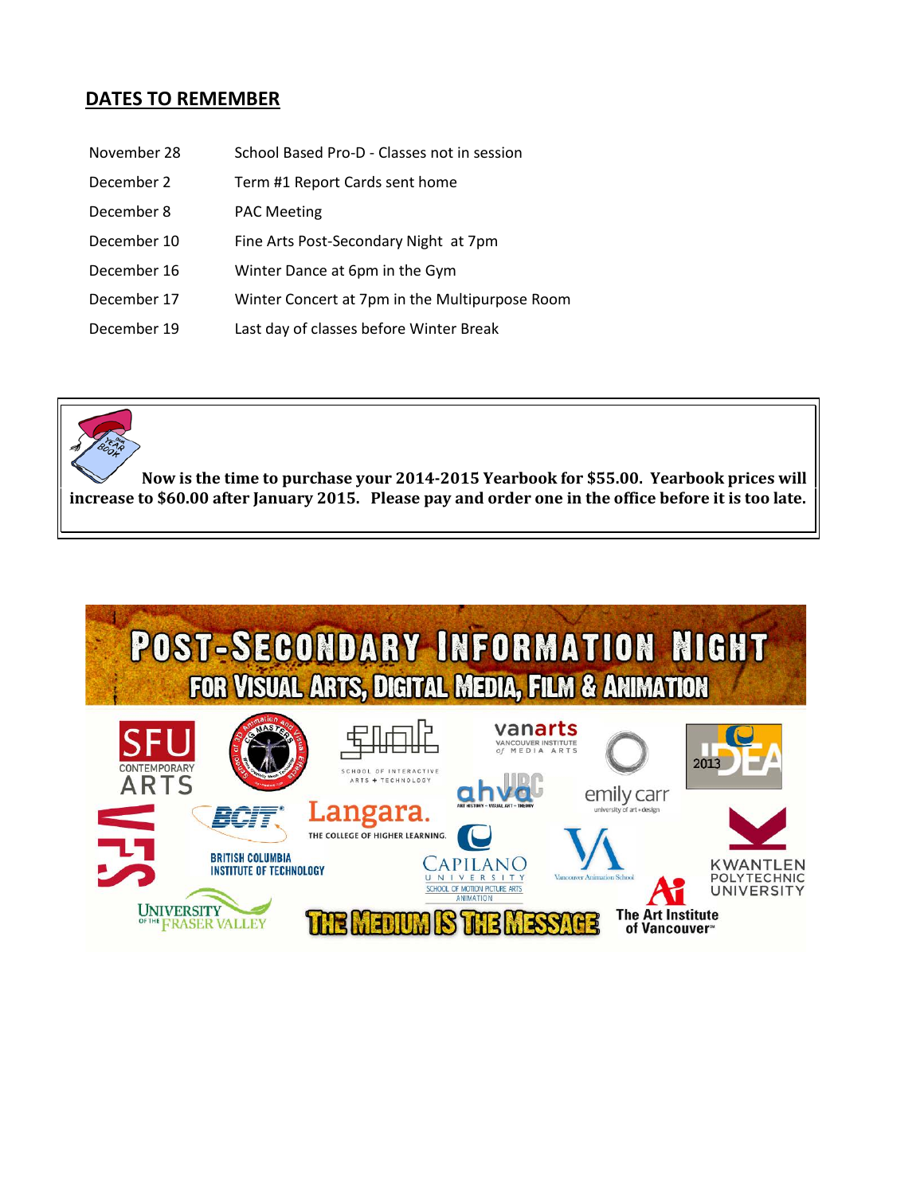## DATES TO REMEMBER

| | |
|---|---|
| November 28 | School Based Pro-D - Classes not in session |
| December 2 | Term #1 Report Cards sent home |
| December 8 | PAC Meeting |
| December 10 | Fine Arts Post-Secondary Night at 7pm |
| December 16 | Winter Dance at 6pm in the Gym |
| December 17 | Winter Concert at 7pm in the Multipurpose Room |
| December 19 | Last day of classes before Winter Break |

**Now is the time to purchase your 2014-2015 Yearbook for $55.00. Yearbook prices will increase to $60.00 after January 2015. Please pay and order one in the office before it is too late.**

POST-SECONDARY INFORMATION NIGHT

FOR VISUAL ARTS, DIGITAL MEDIA, FILM & ANIMATION

SFU CONTEMPORARY ARTS

CG MASTERS School of 3D Animation and Visual Effects

SIAT School of Interactive Arts + Technology

vanarts Vancouver Institute of Media Arts

emily carr university of art + design

IDEA 2013

ahva UBC Art History • Visual Art • Theory

VFS

BCIT British Columbia Institute of Technology

Langara. The College of Higher Learning.

Capilano University School of Motion Picture Arts Animation

Vancouver Animation School

Kwantlen Polytechnic University

University of the Fraser Valley

THE MEDIUM IS THE MESSAGE

The Art Institute of Vancouver